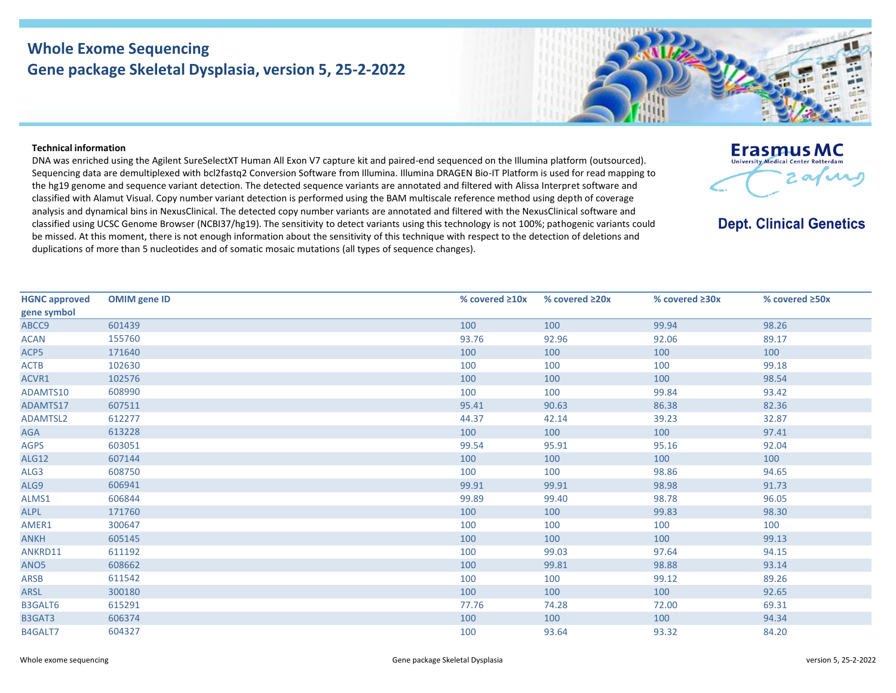# Whole Exome Sequencing
## Gene package Skeletal Dysplasia, version 5, 25-2-2022

Erasmus MC
University Medical Center Rotterdam

**Dept. Clinical Genetics**

**Technical information**

DNA was enriched using the Agilent SureSelectXT Human All Exon V7 capture kit and paired-end sequenced on the Illumina platform (outsourced). Sequencing data are demultiplexed with bcl2fastq2 Conversion Software from Illumina. Illumina DRAGEN Bio-IT Platform is used for read mapping to the hg19 genome and sequence variant detection. The detected sequence variants are annotated and filtered with Alissa Interpret software and classified with Alamut Visual. Copy number variant detection is performed using the BAM multiscale reference method using depth of coverage analysis and dynamical bins in NexusClinical. The detected copy number variants are annotated and filtered with the NexusClinical software and classified using UCSC Genome Browser (NCBI37/hg19). The sensitivity to detect variants using this technology is not 100%; pathogenic variants could be missed. At this moment, there is not enough information about the sensitivity of this technique with respect to the detection of deletions and duplications of more than 5 nucleotides and of somatic mosaic mutations (all types of sequence changes).

| HGNC approved gene symbol | OMIM gene ID | % covered ≥10x | % covered ≥20x | % covered ≥30x | % covered ≥50x |
|---|---|---|---|---|---|
| ABCC9 | 601439 | 100 | 100 | 99.94 | 98.26 |
| ACAN | 155760 | 93.76 | 92.96 | 92.06 | 89.17 |
| ACP5 | 171640 | 100 | 100 | 100 | 100 |
| ACTB | 102630 | 100 | 100 | 100 | 99.18 |
| ACVR1 | 102576 | 100 | 100 | 100 | 98.54 |
| ADAMTS10 | 608990 | 100 | 100 | 99.84 | 93.42 |
| ADAMTS17 | 607511 | 95.41 | 90.63 | 86.38 | 82.36 |
| ADAMTSL2 | 612277 | 44.37 | 42.14 | 39.23 | 32.87 |
| AGA | 613228 | 100 | 100 | 100 | 97.41 |
| AGPS | 603051 | 99.54 | 95.91 | 95.16 | 92.04 |
| ALG12 | 607144 | 100 | 100 | 100 | 100 |
| ALG3 | 608750 | 100 | 100 | 98.86 | 94.65 |
| ALG9 | 606941 | 99.91 | 99.91 | 98.98 | 91.73 |
| ALMS1 | 606844 | 99.89 | 99.40 | 98.78 | 96.05 |
| ALPL | 171760 | 100 | 100 | 99.83 | 98.30 |
| AMER1 | 300647 | 100 | 100 | 100 | 100 |
| ANKH | 605145 | 100 | 100 | 100 | 99.13 |
| ANKRD11 | 611192 | 100 | 99.03 | 97.64 | 94.15 |
| ANO5 | 608662 | 100 | 99.81 | 98.88 | 93.14 |
| ARSB | 611542 | 100 | 100 | 99.12 | 89.26 |
| ARSL | 300180 | 100 | 100 | 100 | 92.65 |
| B3GALT6 | 615291 | 77.76 | 74.28 | 72.00 | 69.31 |
| B3GAT3 | 606374 | 100 | 100 | 100 | 94.34 |
| B4GALT7 | 604327 | 100 | 93.64 | 93.32 | 84.20 |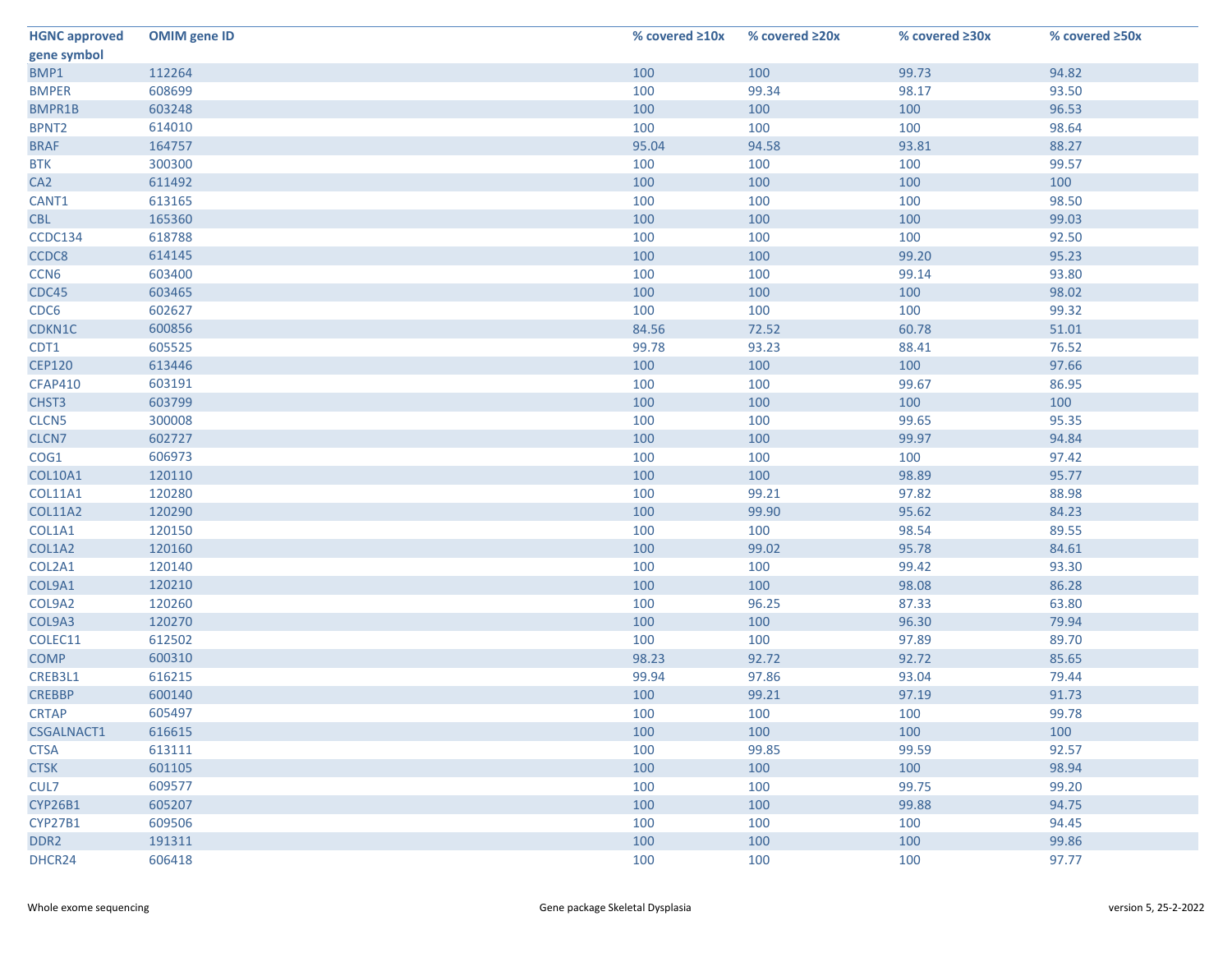| HGNC approved gene symbol | OMIM gene ID | % covered ≥10x | % covered ≥20x | % covered ≥30x | % covered ≥50x |
|---|---|---|---|---|---|
| BMP1 | 112264 | 100 | 100 | 99.73 | 94.82 |
| BMPER | 608699 | 100 | 99.34 | 98.17 | 93.50 |
| BMPR1B | 603248 | 100 | 100 | 100 | 96.53 |
| BPNT2 | 614010 | 100 | 100 | 100 | 98.64 |
| BRAF | 164757 | 95.04 | 94.58 | 93.81 | 88.27 |
| BTK | 300300 | 100 | 100 | 100 | 99.57 |
| CA2 | 611492 | 100 | 100 | 100 | 100 |
| CANT1 | 613165 | 100 | 100 | 100 | 98.50 |
| CBL | 165360 | 100 | 100 | 100 | 99.03 |
| CCDC134 | 618788 | 100 | 100 | 100 | 92.50 |
| CCDC8 | 614145 | 100 | 100 | 99.20 | 95.23 |
| CCN6 | 603400 | 100 | 100 | 99.14 | 93.80 |
| CDC45 | 603465 | 100 | 100 | 100 | 98.02 |
| CDC6 | 602627 | 100 | 100 | 100 | 99.32 |
| CDKN1C | 600856 | 84.56 | 72.52 | 60.78 | 51.01 |
| CDT1 | 605525 | 99.78 | 93.23 | 88.41 | 76.52 |
| CEP120 | 613446 | 100 | 100 | 100 | 97.66 |
| CFAP410 | 603191 | 100 | 100 | 99.67 | 86.95 |
| CHST3 | 603799 | 100 | 100 | 100 | 100 |
| CLCN5 | 300008 | 100 | 100 | 99.65 | 95.35 |
| CLCN7 | 602727 | 100 | 100 | 99.97 | 94.84 |
| COG1 | 606973 | 100 | 100 | 100 | 97.42 |
| COL10A1 | 120110 | 100 | 100 | 98.89 | 95.77 |
| COL11A1 | 120280 | 100 | 99.21 | 97.82 | 88.98 |
| COL11A2 | 120290 | 100 | 99.90 | 95.62 | 84.23 |
| COL1A1 | 120150 | 100 | 100 | 98.54 | 89.55 |
| COL1A2 | 120160 | 100 | 99.02 | 95.78 | 84.61 |
| COL2A1 | 120140 | 100 | 100 | 99.42 | 93.30 |
| COL9A1 | 120210 | 100 | 100 | 98.08 | 86.28 |
| COL9A2 | 120260 | 100 | 96.25 | 87.33 | 63.80 |
| COL9A3 | 120270 | 100 | 100 | 96.30 | 79.94 |
| COLEC11 | 612502 | 100 | 100 | 97.89 | 89.70 |
| COMP | 600310 | 98.23 | 92.72 | 92.72 | 85.65 |
| CREB3L1 | 616215 | 99.94 | 97.86 | 93.04 | 79.44 |
| CREBBP | 600140 | 100 | 99.21 | 97.19 | 91.73 |
| CRTAP | 605497 | 100 | 100 | 100 | 99.78 |
| CSGALNACT1 | 616615 | 100 | 100 | 100 | 100 |
| CTSA | 613111 | 100 | 99.85 | 99.59 | 92.57 |
| CTSK | 601105 | 100 | 100 | 100 | 98.94 |
| CUL7 | 609577 | 100 | 100 | 99.75 | 99.20 |
| CYP26B1 | 605207 | 100 | 100 | 99.88 | 94.75 |
| CYP27B1 | 609506 | 100 | 100 | 100 | 94.45 |
| DDR2 | 191311 | 100 | 100 | 100 | 99.86 |
| DHCR24 | 606418 | 100 | 100 | 100 | 97.77 |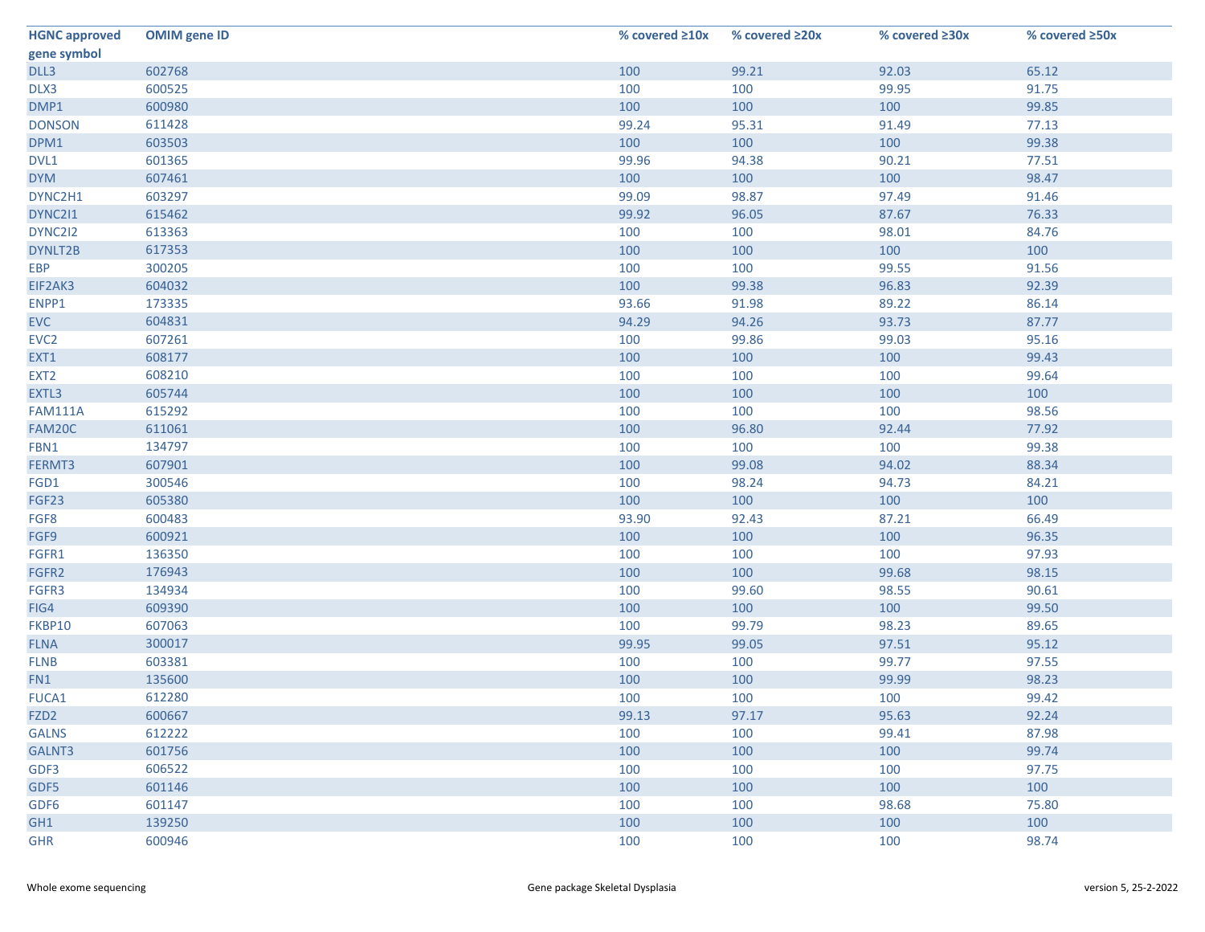| HGNC approved gene symbol | OMIM gene ID | % covered ≥10x | % covered ≥20x | % covered ≥30x | % covered ≥50x |
|---|---|---|---|---|---|
| DLL3 | 602768 | 100 | 99.21 | 92.03 | 65.12 |
| DLX3 | 600525 | 100 | 100 | 99.95 | 91.75 |
| DMP1 | 600980 | 100 | 100 | 100 | 99.85 |
| DONSON | 611428 | 99.24 | 95.31 | 91.49 | 77.13 |
| DPM1 | 603503 | 100 | 100 | 100 | 99.38 |
| DVL1 | 601365 | 99.96 | 94.38 | 90.21 | 77.51 |
| DYM | 607461 | 100 | 100 | 100 | 98.47 |
| DYNC2H1 | 603297 | 99.09 | 98.87 | 97.49 | 91.46 |
| DYNC2I1 | 615462 | 99.92 | 96.05 | 87.67 | 76.33 |
| DYNC2I2 | 613363 | 100 | 100 | 98.01 | 84.76 |
| DYNLT2B | 617353 | 100 | 100 | 100 | 100 |
| EBP | 300205 | 100 | 100 | 99.55 | 91.56 |
| EIF2AK3 | 604032 | 100 | 99.38 | 96.83 | 92.39 |
| ENPP1 | 173335 | 93.66 | 91.98 | 89.22 | 86.14 |
| EVC | 604831 | 94.29 | 94.26 | 93.73 | 87.77 |
| EVC2 | 607261 | 100 | 99.86 | 99.03 | 95.16 |
| EXT1 | 608177 | 100 | 100 | 100 | 99.43 |
| EXT2 | 608210 | 100 | 100 | 100 | 99.64 |
| EXTL3 | 605744 | 100 | 100 | 100 | 100 |
| FAM111A | 615292 | 100 | 100 | 100 | 98.56 |
| FAM20C | 611061 | 100 | 96.80 | 92.44 | 77.92 |
| FBN1 | 134797 | 100 | 100 | 100 | 99.38 |
| FERMT3 | 607901 | 100 | 99.08 | 94.02 | 88.34 |
| FGD1 | 300546 | 100 | 98.24 | 94.73 | 84.21 |
| FGF23 | 605380 | 100 | 100 | 100 | 100 |
| FGF8 | 600483 | 93.90 | 92.43 | 87.21 | 66.49 |
| FGF9 | 600921 | 100 | 100 | 100 | 96.35 |
| FGFR1 | 136350 | 100 | 100 | 100 | 97.93 |
| FGFR2 | 176943 | 100 | 100 | 99.68 | 98.15 |
| FGFR3 | 134934 | 100 | 99.60 | 98.55 | 90.61 |
| FIG4 | 609390 | 100 | 100 | 100 | 99.50 |
| FKBP10 | 607063 | 100 | 99.79 | 98.23 | 89.65 |
| FLNA | 300017 | 99.95 | 99.05 | 97.51 | 95.12 |
| FLNB | 603381 | 100 | 100 | 99.77 | 97.55 |
| FN1 | 135600 | 100 | 100 | 99.99 | 98.23 |
| FUCA1 | 612280 | 100 | 100 | 100 | 99.42 |
| FZD2 | 600667 | 99.13 | 97.17 | 95.63 | 92.24 |
| GALNS | 612222 | 100 | 100 | 99.41 | 87.98 |
| GALNT3 | 601756 | 100 | 100 | 100 | 99.74 |
| GDF3 | 606522 | 100 | 100 | 100 | 97.75 |
| GDF5 | 601146 | 100 | 100 | 100 | 100 |
| GDF6 | 601147 | 100 | 100 | 98.68 | 75.80 |
| GH1 | 139250 | 100 | 100 | 100 | 100 |
| GHR | 600946 | 100 | 100 | 100 | 98.74 |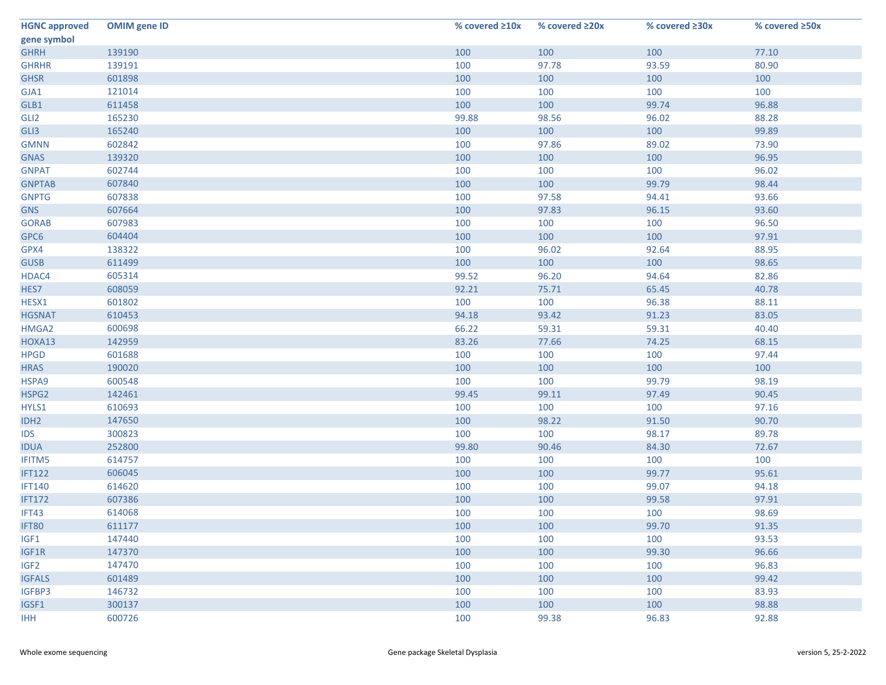| HGNC approved gene symbol | OMIM gene ID | % covered ≥10x | % covered ≥20x | % covered ≥30x | % covered ≥50x |
|---|---|---|---|---|---|
| GHRH | 139190 | 100 | 100 | 100 | 77.10 |
| GHRHR | 139191 | 100 | 97.78 | 93.59 | 80.90 |
| GHSR | 601898 | 100 | 100 | 100 | 100 |
| GJA1 | 121014 | 100 | 100 | 100 | 100 |
| GLB1 | 611458 | 100 | 100 | 99.74 | 96.88 |
| GLI2 | 165230 | 99.88 | 98.56 | 96.02 | 88.28 |
| GLI3 | 165240 | 100 | 100 | 100 | 99.89 |
| GMNN | 602842 | 100 | 97.86 | 89.02 | 73.90 |
| GNAS | 139320 | 100 | 100 | 100 | 96.95 |
| GNPAT | 602744 | 100 | 100 | 100 | 96.02 |
| GNPTAB | 607840 | 100 | 100 | 99.79 | 98.44 |
| GNPTG | 607838 | 100 | 97.58 | 94.41 | 93.66 |
| GNS | 607664 | 100 | 97.83 | 96.15 | 93.60 |
| GORAB | 607983 | 100 | 100 | 100 | 96.50 |
| GPC6 | 604404 | 100 | 100 | 100 | 97.91 |
| GPX4 | 138322 | 100 | 96.02 | 92.64 | 88.95 |
| GUSB | 611499 | 100 | 100 | 100 | 98.65 |
| HDAC4 | 605314 | 99.52 | 96.20 | 94.64 | 82.86 |
| HES7 | 608059 | 92.21 | 75.71 | 65.45 | 40.78 |
| HESX1 | 601802 | 100 | 100 | 96.38 | 88.11 |
| HGSNAT | 610453 | 94.18 | 93.42 | 91.23 | 83.05 |
| HMGA2 | 600698 | 66.22 | 59.31 | 59.31 | 40.40 |
| HOXA13 | 142959 | 83.26 | 77.66 | 74.25 | 68.15 |
| HPGD | 601688 | 100 | 100 | 100 | 97.44 |
| HRAS | 190020 | 100 | 100 | 100 | 100 |
| HSPA9 | 600548 | 100 | 100 | 99.79 | 98.19 |
| HSPG2 | 142461 | 99.45 | 99.11 | 97.49 | 90.45 |
| HYLS1 | 610693 | 100 | 100 | 100 | 97.16 |
| IDH2 | 147650 | 100 | 98.22 | 91.50 | 90.70 |
| IDS | 300823 | 100 | 100 | 98.17 | 89.78 |
| IDUA | 252800 | 99.80 | 90.46 | 84.30 | 72.67 |
| IFITM5 | 614757 | 100 | 100 | 100 | 100 |
| IFT122 | 606045 | 100 | 100 | 99.77 | 95.61 |
| IFT140 | 614620 | 100 | 100 | 99.07 | 94.18 |
| IFT172 | 607386 | 100 | 100 | 99.58 | 97.91 |
| IFT43 | 614068 | 100 | 100 | 100 | 98.69 |
| IFT80 | 611177 | 100 | 100 | 99.70 | 91.35 |
| IGF1 | 147440 | 100 | 100 | 100 | 93.53 |
| IGF1R | 147370 | 100 | 100 | 99.30 | 96.66 |
| IGF2 | 147470 | 100 | 100 | 100 | 96.83 |
| IGFALS | 601489 | 100 | 100 | 100 | 99.42 |
| IGFBP3 | 146732 | 100 | 100 | 100 | 83.93 |
| IGSF1 | 300137 | 100 | 100 | 100 | 98.88 |
| IHH | 600726 | 100 | 99.38 | 96.83 | 92.88 |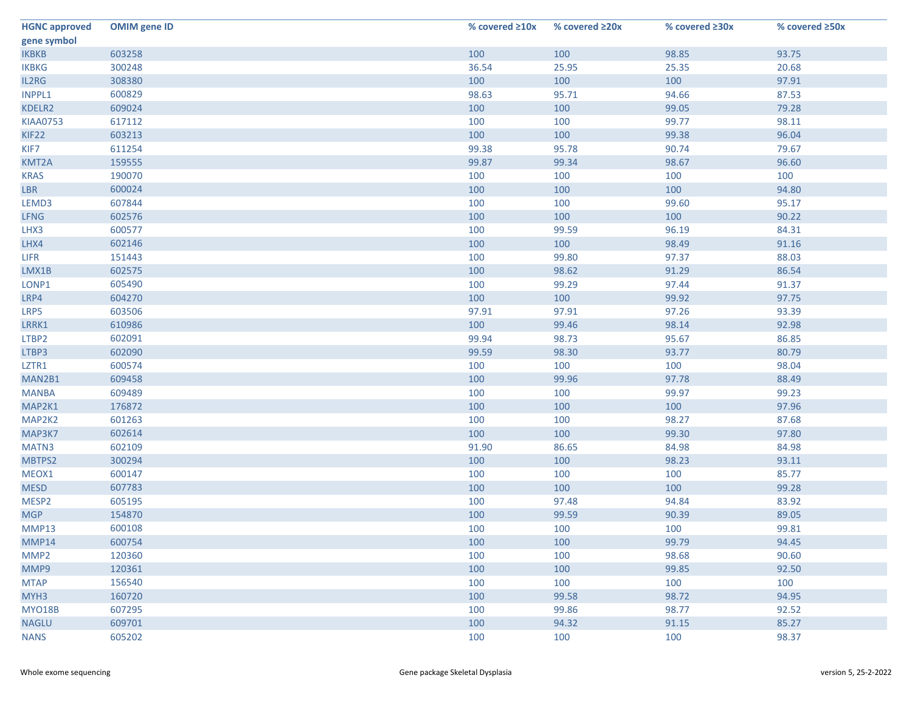| HGNC approved gene symbol | OMIM gene ID | % covered ≥10x | % covered ≥20x | % covered ≥30x | % covered ≥50x |
|---|---|---|---|---|---|
| IKBKB | 603258 | 100 | 100 | 98.85 | 93.75 |
| IKBKG | 300248 | 36.54 | 25.95 | 25.35 | 20.68 |
| IL2RG | 308380 | 100 | 100 | 100 | 97.91 |
| INPPL1 | 600829 | 98.63 | 95.71 | 94.66 | 87.53 |
| KDELR2 | 609024 | 100 | 100 | 99.05 | 79.28 |
| KIAA0753 | 617112 | 100 | 100 | 99.77 | 98.11 |
| KIF22 | 603213 | 100 | 100 | 99.38 | 96.04 |
| KIF7 | 611254 | 99.38 | 95.78 | 90.74 | 79.67 |
| KMT2A | 159555 | 99.87 | 99.34 | 98.67 | 96.60 |
| KRAS | 190070 | 100 | 100 | 100 | 100 |
| LBR | 600024 | 100 | 100 | 100 | 94.80 |
| LEMD3 | 607844 | 100 | 100 | 99.60 | 95.17 |
| LFNG | 602576 | 100 | 100 | 100 | 90.22 |
| LHX3 | 600577 | 100 | 99.59 | 96.19 | 84.31 |
| LHX4 | 602146 | 100 | 100 | 98.49 | 91.16 |
| LIFR | 151443 | 100 | 99.80 | 97.37 | 88.03 |
| LMX1B | 602575 | 100 | 98.62 | 91.29 | 86.54 |
| LONP1 | 605490 | 100 | 99.29 | 97.44 | 91.37 |
| LRP4 | 604270 | 100 | 100 | 99.92 | 97.75 |
| LRP5 | 603506 | 97.91 | 97.91 | 97.26 | 93.39 |
| LRRK1 | 610986 | 100 | 99.46 | 98.14 | 92.98 |
| LTBP2 | 602091 | 99.94 | 98.73 | 95.67 | 86.85 |
| LTBP3 | 602090 | 99.59 | 98.30 | 93.77 | 80.79 |
| LZTR1 | 600574 | 100 | 100 | 100 | 98.04 |
| MAN2B1 | 609458 | 100 | 99.96 | 97.78 | 88.49 |
| MANBA | 609489 | 100 | 100 | 99.97 | 99.23 |
| MAP2K1 | 176872 | 100 | 100 | 100 | 97.96 |
| MAP2K2 | 601263 | 100 | 100 | 98.27 | 87.68 |
| MAP3K7 | 602614 | 100 | 100 | 99.30 | 97.80 |
| MATN3 | 602109 | 91.90 | 86.65 | 84.98 | 84.98 |
| MBTPS2 | 300294 | 100 | 100 | 98.23 | 93.11 |
| MEOX1 | 600147 | 100 | 100 | 100 | 85.77 |
| MESD | 607783 | 100 | 100 | 100 | 99.28 |
| MESP2 | 605195 | 100 | 97.48 | 94.84 | 83.92 |
| MGP | 154870 | 100 | 99.59 | 90.39 | 89.05 |
| MMP13 | 600108 | 100 | 100 | 100 | 99.81 |
| MMP14 | 600754 | 100 | 100 | 99.79 | 94.45 |
| MMP2 | 120360 | 100 | 100 | 98.68 | 90.60 |
| MMP9 | 120361 | 100 | 100 | 99.85 | 92.50 |
| MTAP | 156540 | 100 | 100 | 100 | 100 |
| MYH3 | 160720 | 100 | 99.58 | 98.72 | 94.95 |
| MYO18B | 607295 | 100 | 99.86 | 98.77 | 92.52 |
| NAGLU | 609701 | 100 | 94.32 | 91.15 | 85.27 |
| NANS | 605202 | 100 | 100 | 100 | 98.37 |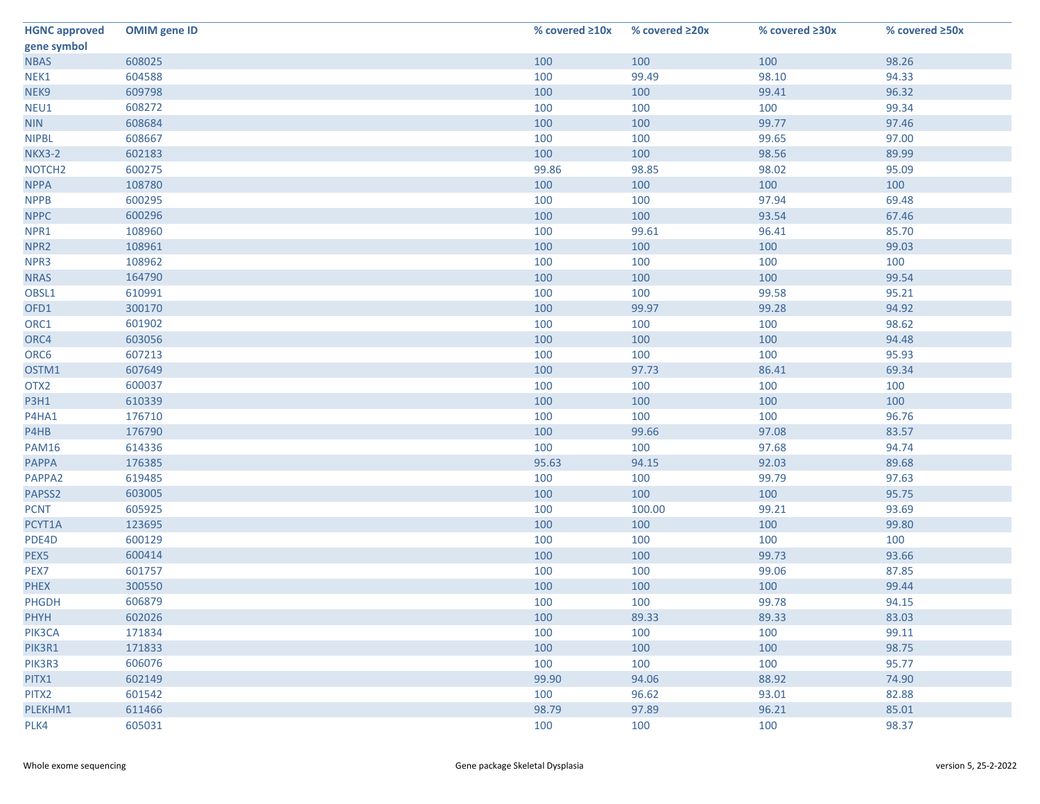| HGNC approved gene symbol | OMIM gene ID | % covered ≥10x | % covered ≥20x | % covered ≥30x | % covered ≥50x |
|---|---|---|---|---|---|
| NBAS | 608025 | 100 | 100 | 100 | 98.26 |
| NEK1 | 604588 | 100 | 99.49 | 98.10 | 94.33 |
| NEK9 | 609798 | 100 | 100 | 99.41 | 96.32 |
| NEU1 | 608272 | 100 | 100 | 100 | 99.34 |
| NIN | 608684 | 100 | 100 | 99.77 | 97.46 |
| NIPBL | 608667 | 100 | 100 | 99.65 | 97.00 |
| NKX3-2 | 602183 | 100 | 100 | 98.56 | 89.99 |
| NOTCH2 | 600275 | 99.86 | 98.85 | 98.02 | 95.09 |
| NPPA | 108780 | 100 | 100 | 100 | 100 |
| NPPB | 600295 | 100 | 100 | 97.94 | 69.48 |
| NPPC | 600296 | 100 | 100 | 93.54 | 67.46 |
| NPR1 | 108960 | 100 | 99.61 | 96.41 | 85.70 |
| NPR2 | 108961 | 100 | 100 | 100 | 99.03 |
| NPR3 | 108962 | 100 | 100 | 100 | 100 |
| NRAS | 164790 | 100 | 100 | 100 | 99.54 |
| OBSL1 | 610991 | 100 | 100 | 99.58 | 95.21 |
| OFD1 | 300170 | 100 | 99.97 | 99.28 | 94.92 |
| ORC1 | 601902 | 100 | 100 | 100 | 98.62 |
| ORC4 | 603056 | 100 | 100 | 100 | 94.48 |
| ORC6 | 607213 | 100 | 100 | 100 | 95.93 |
| OSTM1 | 607649 | 100 | 97.73 | 86.41 | 69.34 |
| OTX2 | 600037 | 100 | 100 | 100 | 100 |
| P3H1 | 610339 | 100 | 100 | 100 | 100 |
| P4HA1 | 176710 | 100 | 100 | 100 | 96.76 |
| P4HB | 176790 | 100 | 99.66 | 97.08 | 83.57 |
| PAM16 | 614336 | 100 | 100 | 97.68 | 94.74 |
| PAPPA | 176385 | 95.63 | 94.15 | 92.03 | 89.68 |
| PAPPA2 | 619485 | 100 | 100 | 99.79 | 97.63 |
| PAPSS2 | 603005 | 100 | 100 | 100 | 95.75 |
| PCNT | 605925 | 100 | 100.00 | 99.21 | 93.69 |
| PCYT1A | 123695 | 100 | 100 | 100 | 99.80 |
| PDE4D | 600129 | 100 | 100 | 100 | 100 |
| PEX5 | 600414 | 100 | 100 | 99.73 | 93.66 |
| PEX7 | 601757 | 100 | 100 | 99.06 | 87.85 |
| PHEX | 300550 | 100 | 100 | 100 | 99.44 |
| PHGDH | 606879 | 100 | 100 | 99.78 | 94.15 |
| PHYH | 602026 | 100 | 89.33 | 89.33 | 83.03 |
| PIK3CA | 171834 | 100 | 100 | 100 | 99.11 |
| PIK3R1 | 171833 | 100 | 100 | 100 | 98.75 |
| PIK3R3 | 606076 | 100 | 100 | 100 | 95.77 |
| PITX1 | 602149 | 99.90 | 94.06 | 88.92 | 74.90 |
| PITX2 | 601542 | 100 | 96.62 | 93.01 | 82.88 |
| PLEKHM1 | 611466 | 98.79 | 97.89 | 96.21 | 85.01 |
| PLK4 | 605031 | 100 | 100 | 100 | 98.37 |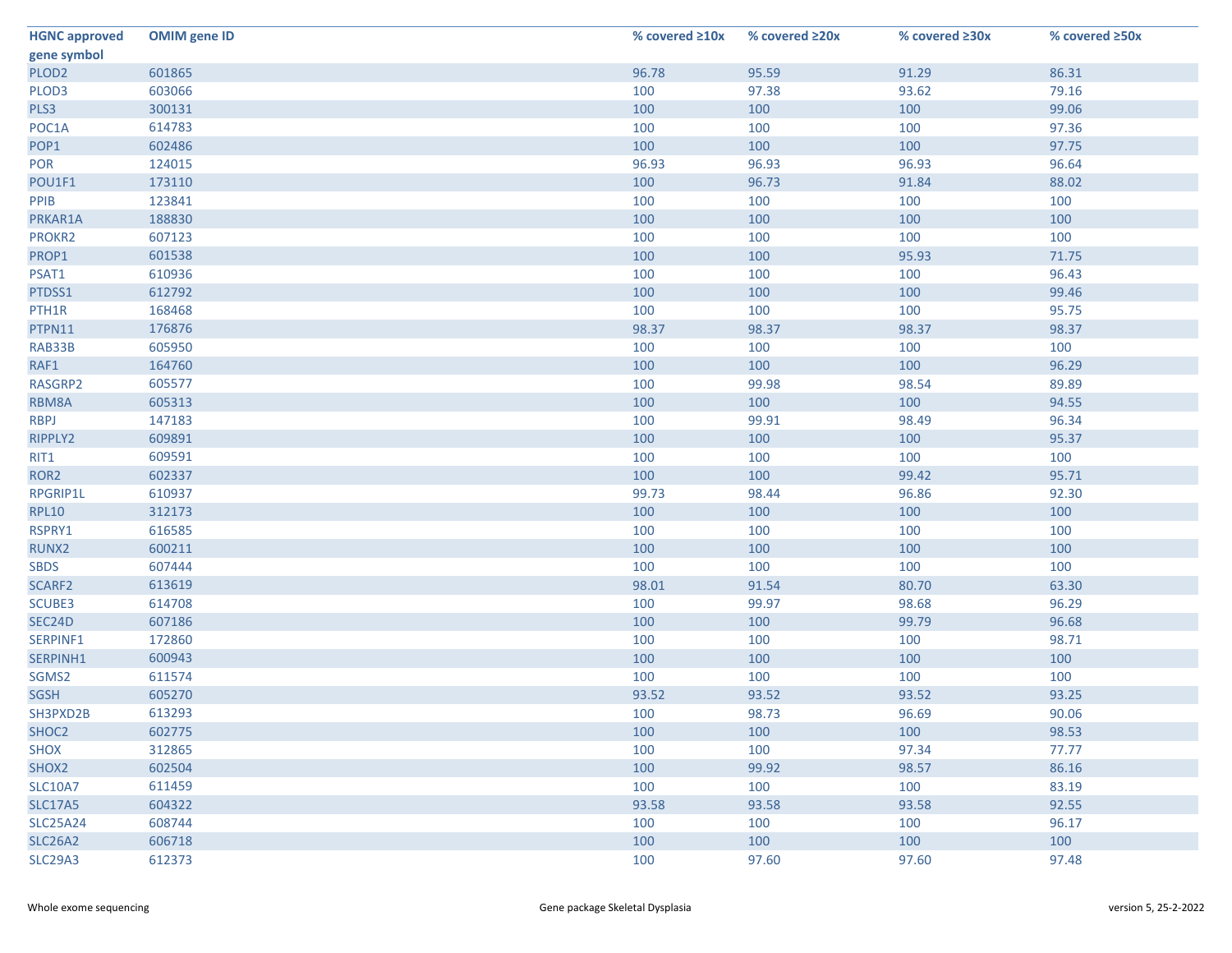| HGNC approved gene symbol | OMIM gene ID | % covered ≥10x | % covered ≥20x | % covered ≥30x | % covered ≥50x |
|---|---|---|---|---|---|
| PLOD2 | 601865 | 96.78 | 95.59 | 91.29 | 86.31 |
| PLOD3 | 603066 | 100 | 97.38 | 93.62 | 79.16 |
| PLS3 | 300131 | 100 | 100 | 100 | 99.06 |
| POC1A | 614783 | 100 | 100 | 100 | 97.36 |
| POP1 | 602486 | 100 | 100 | 100 | 97.75 |
| POR | 124015 | 96.93 | 96.93 | 96.93 | 96.64 |
| POU1F1 | 173110 | 100 | 96.73 | 91.84 | 88.02 |
| PPIB | 123841 | 100 | 100 | 100 | 100 |
| PRKAR1A | 188830 | 100 | 100 | 100 | 100 |
| PROKR2 | 607123 | 100 | 100 | 100 | 100 |
| PROP1 | 601538 | 100 | 100 | 95.93 | 71.75 |
| PSAT1 | 610936 | 100 | 100 | 100 | 96.43 |
| PTDSS1 | 612792 | 100 | 100 | 100 | 99.46 |
| PTH1R | 168468 | 100 | 100 | 100 | 95.75 |
| PTPN11 | 176876 | 98.37 | 98.37 | 98.37 | 98.37 |
| RAB33B | 605950 | 100 | 100 | 100 | 100 |
| RAF1 | 164760 | 100 | 100 | 100 | 96.29 |
| RASGRP2 | 605577 | 100 | 99.98 | 98.54 | 89.89 |
| RBM8A | 605313 | 100 | 100 | 100 | 94.55 |
| RBPJ | 147183 | 100 | 99.91 | 98.49 | 96.34 |
| RIPPLY2 | 609891 | 100 | 100 | 100 | 95.37 |
| RIT1 | 609591 | 100 | 100 | 100 | 100 |
| ROR2 | 602337 | 100 | 100 | 99.42 | 95.71 |
| RPGRIP1L | 610937 | 99.73 | 98.44 | 96.86 | 92.30 |
| RPL10 | 312173 | 100 | 100 | 100 | 100 |
| RSPRY1 | 616585 | 100 | 100 | 100 | 100 |
| RUNX2 | 600211 | 100 | 100 | 100 | 100 |
| SBDS | 607444 | 100 | 100 | 100 | 100 |
| SCARF2 | 613619 | 98.01 | 91.54 | 80.70 | 63.30 |
| SCUBE3 | 614708 | 100 | 99.97 | 98.68 | 96.29 |
| SEC24D | 607186 | 100 | 100 | 99.79 | 96.68 |
| SERPINF1 | 172860 | 100 | 100 | 100 | 98.71 |
| SERPINH1 | 600943 | 100 | 100 | 100 | 100 |
| SGMS2 | 611574 | 100 | 100 | 100 | 100 |
| SGSH | 605270 | 93.52 | 93.52 | 93.52 | 93.25 |
| SH3PXD2B | 613293 | 100 | 98.73 | 96.69 | 90.06 |
| SHOC2 | 602775 | 100 | 100 | 100 | 98.53 |
| SHOX | 312865 | 100 | 100 | 97.34 | 77.77 |
| SHOX2 | 602504 | 100 | 99.92 | 98.57 | 86.16 |
| SLC10A7 | 611459 | 100 | 100 | 100 | 83.19 |
| SLC17A5 | 604322 | 93.58 | 93.58 | 93.58 | 92.55 |
| SLC25A24 | 608744 | 100 | 100 | 100 | 96.17 |
| SLC26A2 | 606718 | 100 | 100 | 100 | 100 |
| SLC29A3 | 612373 | 100 | 97.60 | 97.60 | 97.48 |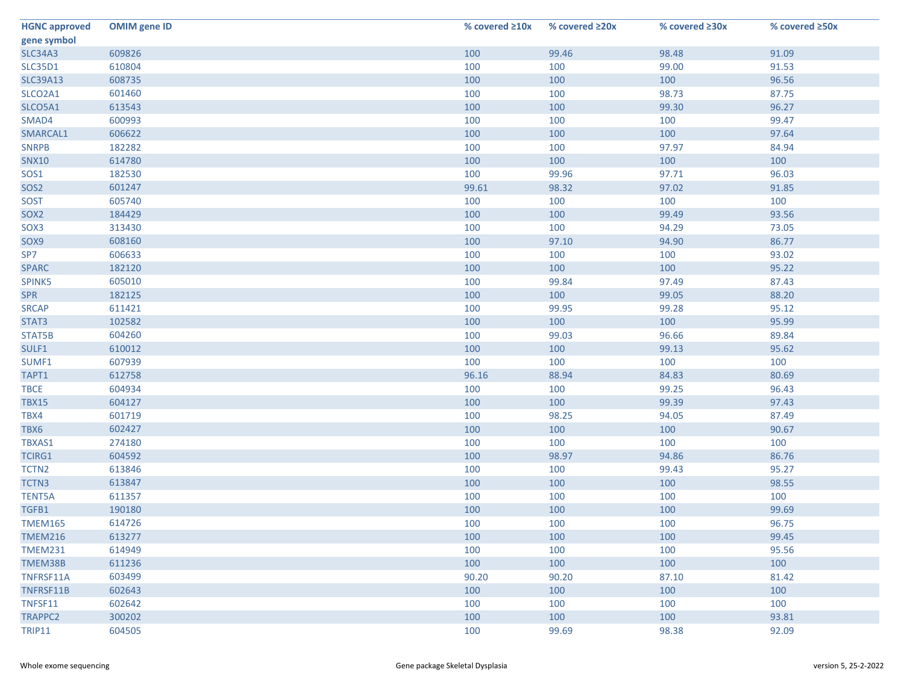| HGNC approved gene symbol | OMIM gene ID | % covered ≥10x | % covered ≥20x | % covered ≥30x | % covered ≥50x |
|---|---|---|---|---|---|
| SLC34A3 | 609826 | 100 | 99.46 | 98.48 | 91.09 |
| SLC35D1 | 610804 | 100 | 100 | 99.00 | 91.53 |
| SLC39A13 | 608735 | 100 | 100 | 100 | 96.56 |
| SLCO2A1 | 601460 | 100 | 100 | 98.73 | 87.75 |
| SLCO5A1 | 613543 | 100 | 100 | 99.30 | 96.27 |
| SMAD4 | 600993 | 100 | 100 | 100 | 99.47 |
| SMARCAL1 | 606622 | 100 | 100 | 100 | 97.64 |
| SNRPB | 182282 | 100 | 100 | 97.97 | 84.94 |
| SNX10 | 614780 | 100 | 100 | 100 | 100 |
| SOS1 | 182530 | 100 | 99.96 | 97.71 | 96.03 |
| SOS2 | 601247 | 99.61 | 98.32 | 97.02 | 91.85 |
| SOST | 605740 | 100 | 100 | 100 | 100 |
| SOX2 | 184429 | 100 | 100 | 99.49 | 93.56 |
| SOX3 | 313430 | 100 | 100 | 94.29 | 73.05 |
| SOX9 | 608160 | 100 | 97.10 | 94.90 | 86.77 |
| SP7 | 606633 | 100 | 100 | 100 | 93.02 |
| SPARC | 182120 | 100 | 100 | 100 | 95.22 |
| SPINK5 | 605010 | 100 | 99.84 | 97.49 | 87.43 |
| SPR | 182125 | 100 | 100 | 99.05 | 88.20 |
| SRCAP | 611421 | 100 | 99.95 | 99.28 | 95.12 |
| STAT3 | 102582 | 100 | 100 | 100 | 95.99 |
| STAT5B | 604260 | 100 | 99.03 | 96.66 | 89.84 |
| SULF1 | 610012 | 100 | 100 | 99.13 | 95.62 |
| SUMF1 | 607939 | 100 | 100 | 100 | 100 |
| TAPT1 | 612758 | 96.16 | 88.94 | 84.83 | 80.69 |
| TBCE | 604934 | 100 | 100 | 99.25 | 96.43 |
| TBX15 | 604127 | 100 | 100 | 99.39 | 97.43 |
| TBX4 | 601719 | 100 | 98.25 | 94.05 | 87.49 |
| TBX6 | 602427 | 100 | 100 | 100 | 90.67 |
| TBXAS1 | 274180 | 100 | 100 | 100 | 100 |
| TCIRG1 | 604592 | 100 | 98.97 | 94.86 | 86.76 |
| TCTN2 | 613846 | 100 | 100 | 99.43 | 95.27 |
| TCTN3 | 613847 | 100 | 100 | 100 | 98.55 |
| TENT5A | 611357 | 100 | 100 | 100 | 100 |
| TGFB1 | 190180 | 100 | 100 | 100 | 99.69 |
| TMEM165 | 614726 | 100 | 100 | 100 | 96.75 |
| TMEM216 | 613277 | 100 | 100 | 100 | 99.45 |
| TMEM231 | 614949 | 100 | 100 | 100 | 95.56 |
| TMEM38B | 611236 | 100 | 100 | 100 | 100 |
| TNFRSF11A | 603499 | 90.20 | 90.20 | 87.10 | 81.42 |
| TNFRSF11B | 602643 | 100 | 100 | 100 | 100 |
| TNFSF11 | 602642 | 100 | 100 | 100 | 100 |
| TRAPPC2 | 300202 | 100 | 100 | 100 | 93.81 |
| TRIP11 | 604505 | 100 | 99.69 | 98.38 | 92.09 |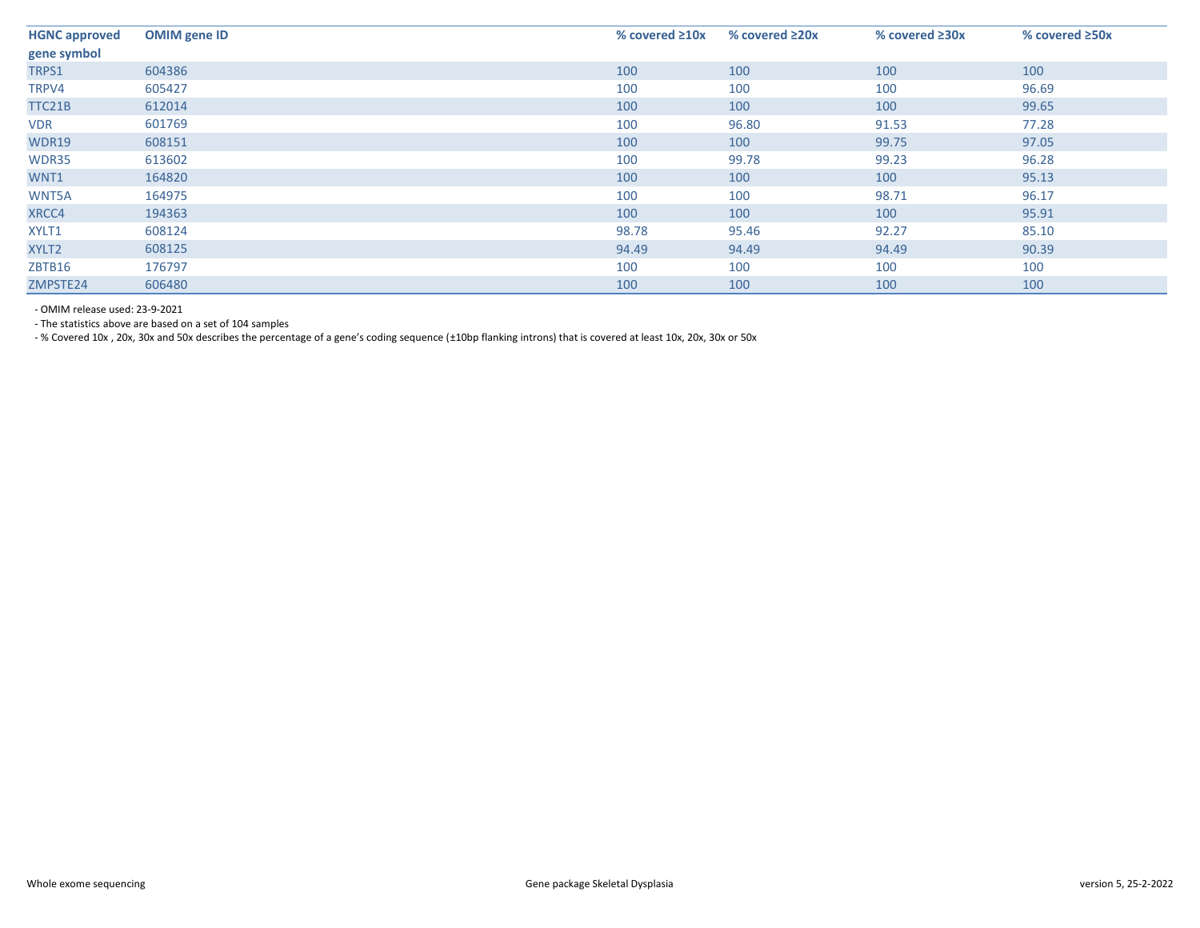| HGNC approved gene symbol | OMIM gene ID | % covered ≥10x | % covered ≥20x | % covered ≥30x | % covered ≥50x |
|---|---|---|---|---|---|
| TRPS1 | 604386 | 100 | 100 | 100 | 100 |
| TRPV4 | 605427 | 100 | 100 | 100 | 96.69 |
| TTC21B | 612014 | 100 | 100 | 100 | 99.65 |
| VDR | 601769 | 100 | 96.80 | 91.53 | 77.28 |
| WDR19 | 608151 | 100 | 100 | 99.75 | 97.05 |
| WDR35 | 613602 | 100 | 99.78 | 99.23 | 96.28 |
| WNT1 | 164820 | 100 | 100 | 100 | 95.13 |
| WNT5A | 164975 | 100 | 100 | 98.71 | 96.17 |
| XRCC4 | 194363 | 100 | 100 | 100 | 95.91 |
| XYLT1 | 608124 | 98.78 | 95.46 | 92.27 | 85.10 |
| XYLT2 | 608125 | 94.49 | 94.49 | 94.49 | 90.39 |
| ZBTB16 | 176797 | 100 | 100 | 100 | 100 |
| ZMPSTE24 | 606480 | 100 | 100 | 100 | 100 |

- OMIM release used: 23-9-2021
- The statistics above are based on a set of 104 samples
- % Covered 10x , 20x, 30x and 50x describes the percentage of a gene's coding sequence (±10bp flanking introns) that is covered at least 10x, 20x, 30x or 50x